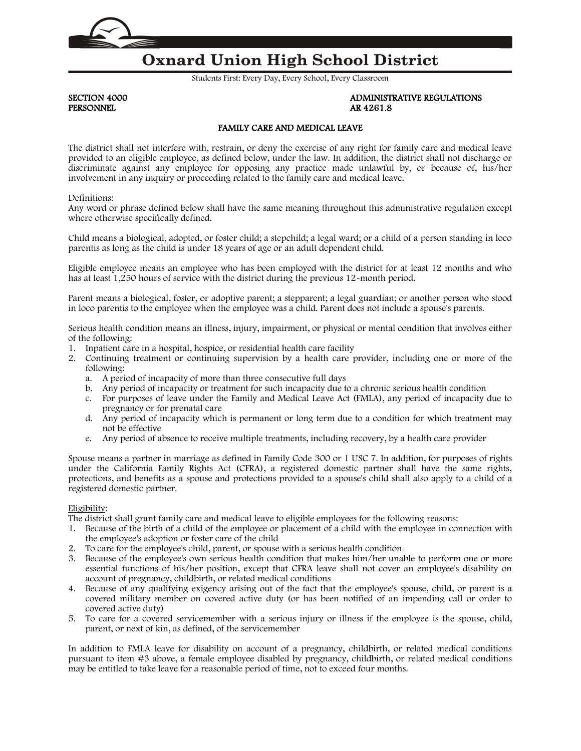# Oxnard Union High School District

Students First: Every Day, Every School, Every Classroom

**SECTION 4000**
**PERSONNEL**

**ADMINISTRATIVE REGULATIONS**
**AR 4261.8**

## FAMILY CARE AND MEDICAL LEAVE

The district shall not interfere with, restrain, or deny the exercise of any right for family care and medical leave provided to an eligible employee, as defined below, under the law. In addition, the district shall not discharge or discriminate against any employee for opposing any practice made unlawful by, or because of, his/her involvement in any inquiry or proceeding related to the family care and medical leave.

Definitions:
Any word or phrase defined below shall have the same meaning throughout this administrative regulation except where otherwise specifically defined.

Child means a biological, adopted, or foster child; a stepchild; a legal ward; or a child of a person standing in loco parentis as long as the child is under 18 years of age or an adult dependent child.

Eligible employee means an employee who has been employed with the district for at least 12 months and who has at least 1,250 hours of service with the district during the previous 12-month period.

Parent means a biological, foster, or adoptive parent; a stepparent; a legal guardian; or another person who stood in loco parentis to the employee when the employee was a child. Parent does not include a spouse's parents.

Serious health condition means an illness, injury, impairment, or physical or mental condition that involves either of the following:

1. Inpatient care in a hospital, hospice, or residential health care facility
2. Continuing treatment or continuing supervision by a health care provider, including one or more of the following:
   a. A period of incapacity of more than three consecutive full days
   b. Any period of incapacity or treatment for such incapacity due to a chronic serious health condition
   c. For purposes of leave under the Family and Medical Leave Act (FMLA), any period of incapacity due to pregnancy or for prenatal care
   d. Any period of incapacity which is permanent or long term due to a condition for which treatment may not be effective
   e. Any period of absence to receive multiple treatments, including recovery, by a health care provider

Spouse means a partner in marriage as defined in Family Code 300 or 1 USC 7. In addition, for purposes of rights under the California Family Rights Act (CFRA), a registered domestic partner shall have the same rights, protections, and benefits as a spouse and protections provided to a spouse's child shall also apply to a child of a registered domestic partner.

Eligibility:
The district shall grant family care and medical leave to eligible employees for the following reasons:

1. Because of the birth of a child of the employee or placement of a child with the employee in connection with the employee's adoption or foster care of the child
2. To care for the employee's child, parent, or spouse with a serious health condition
3. Because of the employee's own serious health condition that makes him/her unable to perform one or more essential functions of his/her position, except that CFRA leave shall not cover an employee's disability on account of pregnancy, childbirth, or related medical conditions
4. Because of any qualifying exigency arising out of the fact that the employee's spouse, child, or parent is a covered military member on covered active duty (or has been notified of an impending call or order to covered active duty)
5. To care for a covered servicemember with a serious injury or illness if the employee is the spouse, child, parent, or next of kin, as defined, of the servicemember

In addition to FMLA leave for disability on account of a pregnancy, childbirth, or related medical conditions pursuant to item #3 above, a female employee disabled by pregnancy, childbirth, or related medical conditions may be entitled to take leave for a reasonable period of time, not to exceed four months.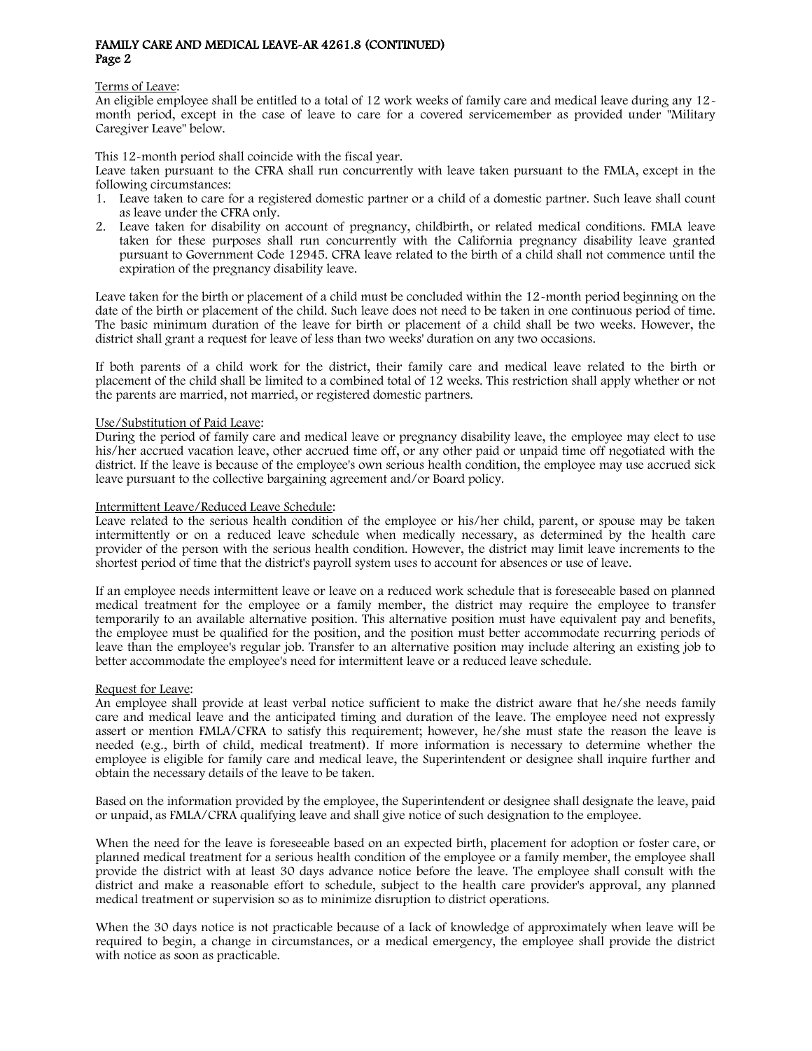Terms of Leave:

An eligible employee shall be entitled to a total of 12 work weeks of family care and medical leave during any 12-month period, except in the case of leave to care for a covered servicemember as provided under "Military Caregiver Leave" below.

This 12-month period shall coincide with the fiscal year.

Leave taken pursuant to the CFRA shall run concurrently with leave taken pursuant to the FMLA, except in the following circumstances:

1. Leave taken to care for a registered domestic partner or a child of a domestic partner. Such leave shall count as leave under the CFRA only.
2. Leave taken for disability on account of pregnancy, childbirth, or related medical conditions. FMLA leave taken for these purposes shall run concurrently with the California pregnancy disability leave granted pursuant to Government Code 12945. CFRA leave related to the birth of a child shall not commence until the expiration of the pregnancy disability leave.

Leave taken for the birth or placement of a child must be concluded within the 12-month period beginning on the date of the birth or placement of the child. Such leave does not need to be taken in one continuous period of time. The basic minimum duration of the leave for birth or placement of a child shall be two weeks. However, the district shall grant a request for leave of less than two weeks' duration on any two occasions.

If both parents of a child work for the district, their family care and medical leave related to the birth or placement of the child shall be limited to a combined total of 12 weeks. This restriction shall apply whether or not the parents are married, not married, or registered domestic partners.

Use/Substitution of Paid Leave:

During the period of family care and medical leave or pregnancy disability leave, the employee may elect to use his/her accrued vacation leave, other accrued time off, or any other paid or unpaid time off negotiated with the district. If the leave is because of the employee's own serious health condition, the employee may use accrued sick leave pursuant to the collective bargaining agreement and/or Board policy.

Intermittent Leave/Reduced Leave Schedule:

Leave related to the serious health condition of the employee or his/her child, parent, or spouse may be taken intermittently or on a reduced leave schedule when medically necessary, as determined by the health care provider of the person with the serious health condition. However, the district may limit leave increments to the shortest period of time that the district's payroll system uses to account for absences or use of leave.

If an employee needs intermittent leave or leave on a reduced work schedule that is foreseeable based on planned medical treatment for the employee or a family member, the district may require the employee to transfer temporarily to an available alternative position. This alternative position must have equivalent pay and benefits, the employee must be qualified for the position, and the position must better accommodate recurring periods of leave than the employee's regular job. Transfer to an alternative position may include altering an existing job to better accommodate the employee's need for intermittent leave or a reduced leave schedule.

Request for Leave:

An employee shall provide at least verbal notice sufficient to make the district aware that he/she needs family care and medical leave and the anticipated timing and duration of the leave. The employee need not expressly assert or mention FMLA/CFRA to satisfy this requirement; however, he/she must state the reason the leave is needed (e.g., birth of child, medical treatment). If more information is necessary to determine whether the employee is eligible for family care and medical leave, the Superintendent or designee shall inquire further and obtain the necessary details of the leave to be taken.

Based on the information provided by the employee, the Superintendent or designee shall designate the leave, paid or unpaid, as FMLA/CFRA qualifying leave and shall give notice of such designation to the employee.

When the need for the leave is foreseeable based on an expected birth, placement for adoption or foster care, or planned medical treatment for a serious health condition of the employee or a family member, the employee shall provide the district with at least 30 days advance notice before the leave. The employee shall consult with the district and make a reasonable effort to schedule, subject to the health care provider's approval, any planned medical treatment or supervision so as to minimize disruption to district operations.

When the 30 days notice is not practicable because of a lack of knowledge of approximately when leave will be required to begin, a change in circumstances, or a medical emergency, the employee shall provide the district with notice as soon as practicable.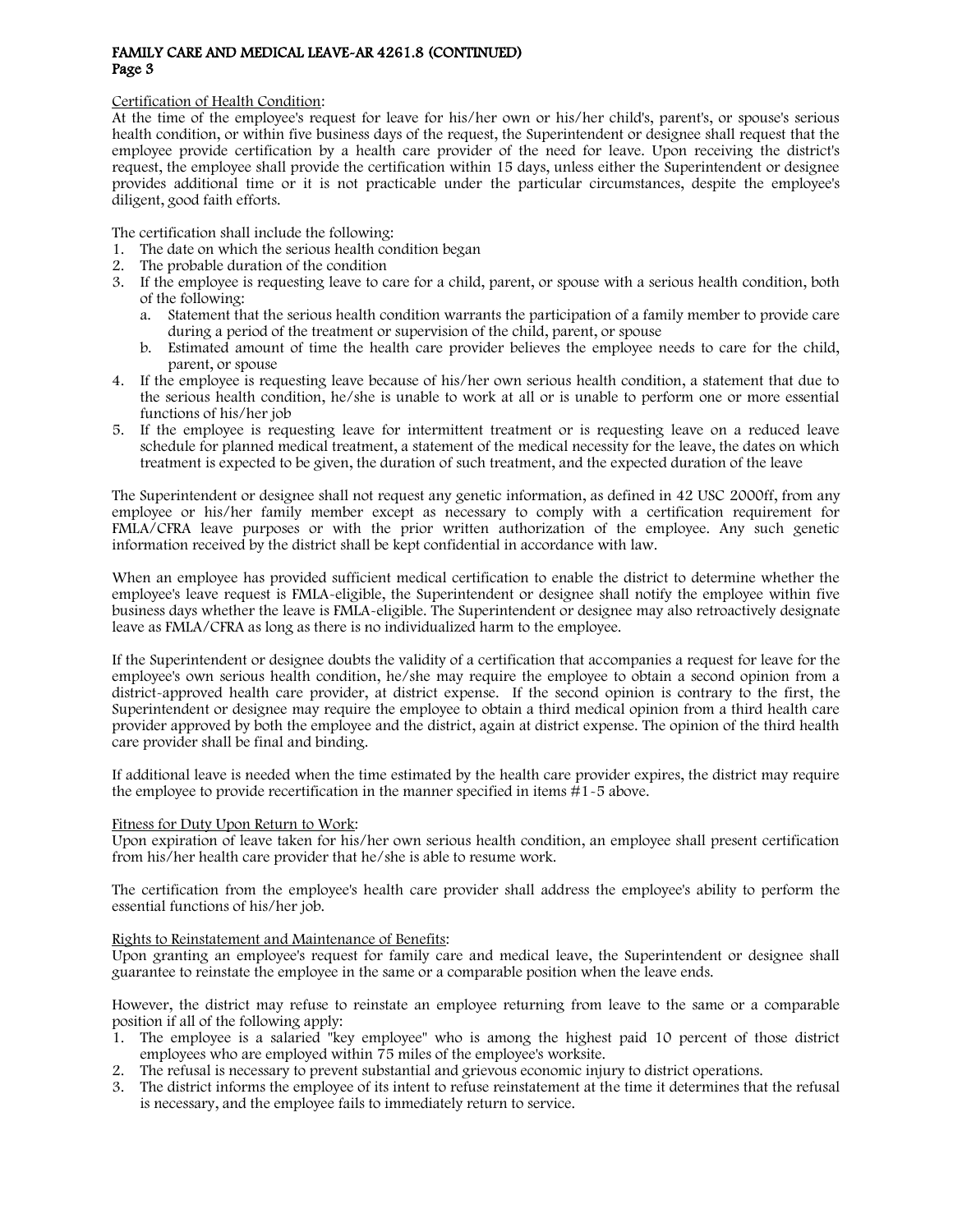Certification of Health Condition:

At the time of the employee's request for leave for his/her own or his/her child's, parent's, or spouse's serious health condition, or within five business days of the request, the Superintendent or designee shall request that the employee provide certification by a health care provider of the need for leave. Upon receiving the district's request, the employee shall provide the certification within 15 days, unless either the Superintendent or designee provides additional time or it is not practicable under the particular circumstances, despite the employee's diligent, good faith efforts.

The certification shall include the following:

1. The date on which the serious health condition began
2. The probable duration of the condition
3. If the employee is requesting leave to care for a child, parent, or spouse with a serious health condition, both of the following:
   a. Statement that the serious health condition warrants the participation of a family member to provide care during a period of the treatment or supervision of the child, parent, or spouse
   b. Estimated amount of time the health care provider believes the employee needs to care for the child, parent, or spouse
4. If the employee is requesting leave because of his/her own serious health condition, a statement that due to the serious health condition, he/she is unable to work at all or is unable to perform one or more essential functions of his/her job
5. If the employee is requesting leave for intermittent treatment or is requesting leave on a reduced leave schedule for planned medical treatment, a statement of the medical necessity for the leave, the dates on which treatment is expected to be given, the duration of such treatment, and the expected duration of the leave

The Superintendent or designee shall not request any genetic information, as defined in 42 USC 2000ff, from any employee or his/her family member except as necessary to comply with a certification requirement for FMLA/CFRA leave purposes or with the prior written authorization of the employee. Any such genetic information received by the district shall be kept confidential in accordance with law.

When an employee has provided sufficient medical certification to enable the district to determine whether the employee's leave request is FMLA-eligible, the Superintendent or designee shall notify the employee within five business days whether the leave is FMLA-eligible. The Superintendent or designee may also retroactively designate leave as FMLA/CFRA as long as there is no individualized harm to the employee.

If the Superintendent or designee doubts the validity of a certification that accompanies a request for leave for the employee's own serious health condition, he/she may require the employee to obtain a second opinion from a district-approved health care provider, at district expense. If the second opinion is contrary to the first, the Superintendent or designee may require the employee to obtain a third medical opinion from a third health care provider approved by both the employee and the district, again at district expense. The opinion of the third health care provider shall be final and binding.

If additional leave is needed when the time estimated by the health care provider expires, the district may require the employee to provide recertification in the manner specified in items #1-5 above.

Fitness for Duty Upon Return to Work:

Upon expiration of leave taken for his/her own serious health condition, an employee shall present certification from his/her health care provider that he/she is able to resume work.

The certification from the employee's health care provider shall address the employee's ability to perform the essential functions of his/her job.

Rights to Reinstatement and Maintenance of Benefits:

Upon granting an employee's request for family care and medical leave, the Superintendent or designee shall guarantee to reinstate the employee in the same or a comparable position when the leave ends.

However, the district may refuse to reinstate an employee returning from leave to the same or a comparable position if all of the following apply:

1. The employee is a salaried "key employee" who is among the highest paid 10 percent of those district employees who are employed within 75 miles of the employee's worksite.
2. The refusal is necessary to prevent substantial and grievous economic injury to district operations.
3. The district informs the employee of its intent to refuse reinstatement at the time it determines that the refusal is necessary, and the employee fails to immediately return to service.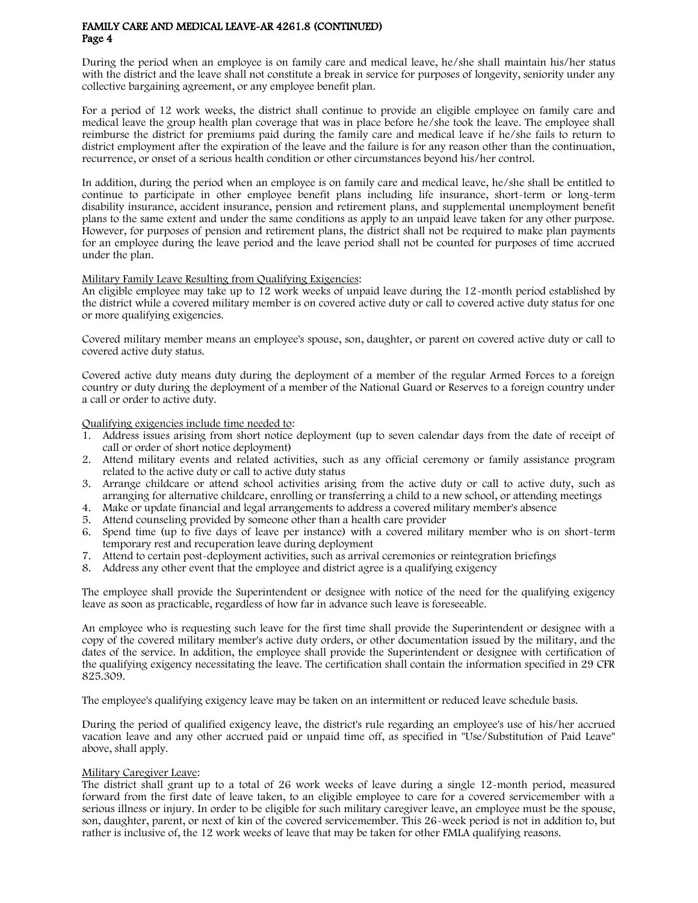During the period when an employee is on family care and medical leave, he/she shall maintain his/her status with the district and the leave shall not constitute a break in service for purposes of longevity, seniority under any collective bargaining agreement, or any employee benefit plan.

For a period of 12 work weeks, the district shall continue to provide an eligible employee on family care and medical leave the group health plan coverage that was in place before he/she took the leave. The employee shall reimburse the district for premiums paid during the family care and medical leave if he/she fails to return to district employment after the expiration of the leave and the failure is for any reason other than the continuation, recurrence, or onset of a serious health condition or other circumstances beyond his/her control.

In addition, during the period when an employee is on family care and medical leave, he/she shall be entitled to continue to participate in other employee benefit plans including life insurance, short-term or long-term disability insurance, accident insurance, pension and retirement plans, and supplemental unemployment benefit plans to the same extent and under the same conditions as apply to an unpaid leave taken for any other purpose. However, for purposes of pension and retirement plans, the district shall not be required to make plan payments for an employee during the leave period and the leave period shall not be counted for purposes of time accrued under the plan.

Military Family Leave Resulting from Qualifying Exigencies:
An eligible employee may take up to 12 work weeks of unpaid leave during the 12-month period established by the district while a covered military member is on covered active duty or call to covered active duty status for one or more qualifying exigencies.

Covered military member means an employee's spouse, son, daughter, or parent on covered active duty or call to covered active duty status.

Covered active duty means duty during the deployment of a member of the regular Armed Forces to a foreign country or duty during the deployment of a member of the National Guard or Reserves to a foreign country under a call or order to active duty.

Qualifying exigencies include time needed to:

1. Address issues arising from short notice deployment (up to seven calendar days from the date of receipt of call or order of short notice deployment)
2. Attend military events and related activities, such as any official ceremony or family assistance program related to the active duty or call to active duty status
3. Arrange childcare or attend school activities arising from the active duty or call to active duty, such as arranging for alternative childcare, enrolling or transferring a child to a new school, or attending meetings
4. Make or update financial and legal arrangements to address a covered military member's absence
5. Attend counseling provided by someone other than a health care provider
6. Spend time (up to five days of leave per instance) with a covered military member who is on short-term temporary rest and recuperation leave during deployment
7. Attend to certain post-deployment activities, such as arrival ceremonies or reintegration briefings
8. Address any other event that the employee and district agree is a qualifying exigency

The employee shall provide the Superintendent or designee with notice of the need for the qualifying exigency leave as soon as practicable, regardless of how far in advance such leave is foreseeable.

An employee who is requesting such leave for the first time shall provide the Superintendent or designee with a copy of the covered military member's active duty orders, or other documentation issued by the military, and the dates of the service. In addition, the employee shall provide the Superintendent or designee with certification of the qualifying exigency necessitating the leave. The certification shall contain the information specified in 29 CFR 825.309.

The employee's qualifying exigency leave may be taken on an intermittent or reduced leave schedule basis.

During the period of qualified exigency leave, the district's rule regarding an employee's use of his/her accrued vacation leave and any other accrued paid or unpaid time off, as specified in "Use/Substitution of Paid Leave" above, shall apply.

Military Caregiver Leave:
The district shall grant up to a total of 26 work weeks of leave during a single 12-month period, measured forward from the first date of leave taken, to an eligible employee to care for a covered servicemember with a serious illness or injury. In order to be eligible for such military caregiver leave, an employee must be the spouse, son, daughter, parent, or next of kin of the covered servicemember. This 26-week period is not in addition to, but rather is inclusive of, the 12 work weeks of leave that may be taken for other FMLA qualifying reasons.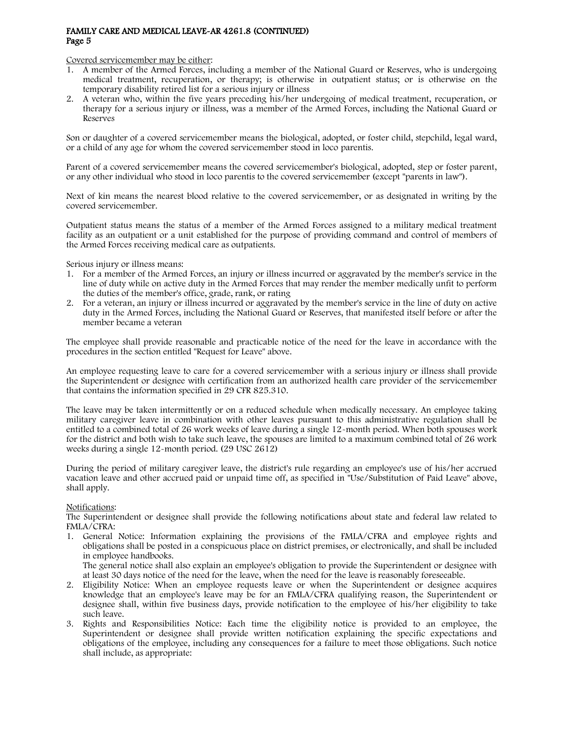Covered servicemember may be either:

1. A member of the Armed Forces, including a member of the National Guard or Reserves, who is undergoing medical treatment, recuperation, or therapy; is otherwise in outpatient status; or is otherwise on the temporary disability retired list for a serious injury or illness
2. A veteran who, within the five years preceding his/her undergoing of medical treatment, recuperation, or therapy for a serious injury or illness, was a member of the Armed Forces, including the National Guard or Reserves

Son or daughter of a covered servicemember means the biological, adopted, or foster child, stepchild, legal ward, or a child of any age for whom the covered servicemember stood in loco parentis.

Parent of a covered servicemember means the covered servicemember's biological, adopted, step or foster parent, or any other individual who stood in loco parentis to the covered servicemember (except "parents in law").

Next of kin means the nearest blood relative to the covered servicemember, or as designated in writing by the covered servicemember.

Outpatient status means the status of a member of the Armed Forces assigned to a military medical treatment facility as an outpatient or a unit established for the purpose of providing command and control of members of the Armed Forces receiving medical care as outpatients.

Serious injury or illness means:

1. For a member of the Armed Forces, an injury or illness incurred or aggravated by the member's service in the line of duty while on active duty in the Armed Forces that may render the member medically unfit to perform the duties of the member's office, grade, rank, or rating
2. For a veteran, an injury or illness incurred or aggravated by the member's service in the line of duty on active duty in the Armed Forces, including the National Guard or Reserves, that manifested itself before or after the member became a veteran

The employee shall provide reasonable and practicable notice of the need for the leave in accordance with the procedures in the section entitled "Request for Leave" above.

An employee requesting leave to care for a covered servicemember with a serious injury or illness shall provide the Superintendent or designee with certification from an authorized health care provider of the servicemember that contains the information specified in 29 CFR 825.310.

The leave may be taken intermittently or on a reduced schedule when medically necessary. An employee taking military caregiver leave in combination with other leaves pursuant to this administrative regulation shall be entitled to a combined total of 26 work weeks of leave during a single 12-month period. When both spouses work for the district and both wish to take such leave, the spouses are limited to a maximum combined total of 26 work weeks during a single 12-month period. (29 USC 2612)

During the period of military caregiver leave, the district's rule regarding an employee's use of his/her accrued vacation leave and other accrued paid or unpaid time off, as specified in "Use/Substitution of Paid Leave" above, shall apply.

Notifications:

The Superintendent or designee shall provide the following notifications about state and federal law related to FMLA/CFRA:

1. General Notice: Information explaining the provisions of the FMLA/CFRA and employee rights and obligations shall be posted in a conspicuous place on district premises, or electronically, and shall be included in employee handbooks.

   The general notice shall also explain an employee's obligation to provide the Superintendent or designee with at least 30 days notice of the need for the leave, when the need for the leave is reasonably foreseeable.
2. Eligibility Notice: When an employee requests leave or when the Superintendent or designee acquires knowledge that an employee's leave may be for an FMLA/CFRA qualifying reason, the Superintendent or designee shall, within five business days, provide notification to the employee of his/her eligibility to take such leave.
3. Rights and Responsibilities Notice: Each time the eligibility notice is provided to an employee, the Superintendent or designee shall provide written notification explaining the specific expectations and obligations of the employee, including any consequences for a failure to meet those obligations. Such notice shall include, as appropriate: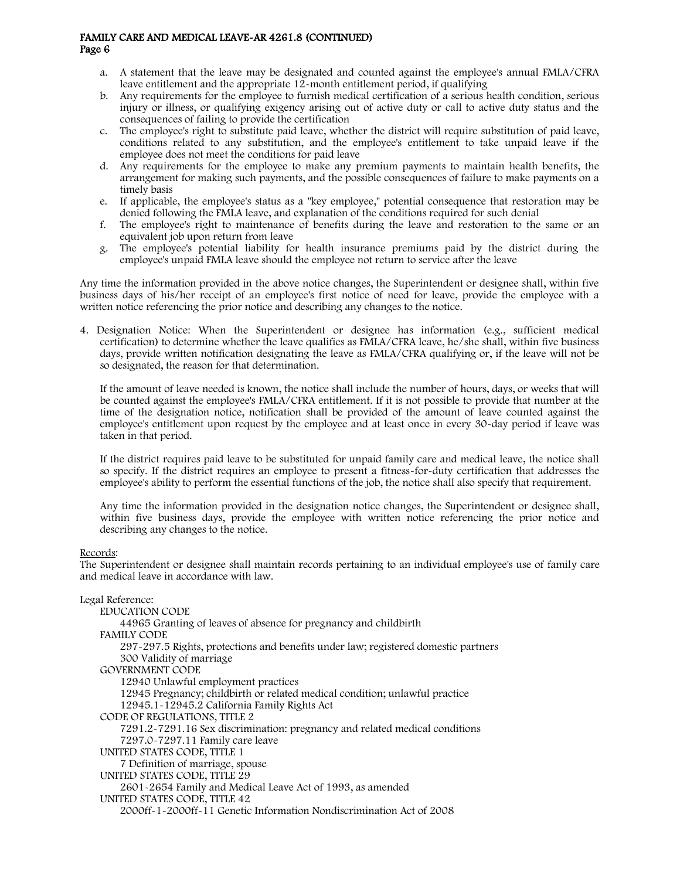a. A statement that the leave may be designated and counted against the employee's annual FMLA/CFRA leave entitlement and the appropriate 12-month entitlement period, if qualifying
b. Any requirements for the employee to furnish medical certification of a serious health condition, serious injury or illness, or qualifying exigency arising out of active duty or call to active duty status and the consequences of failing to provide the certification
c. The employee's right to substitute paid leave, whether the district will require substitution of paid leave, conditions related to any substitution, and the employee's entitlement to take unpaid leave if the employee does not meet the conditions for paid leave
d. Any requirements for the employee to make any premium payments to maintain health benefits, the arrangement for making such payments, and the possible consequences of failure to make payments on a timely basis
e. If applicable, the employee's status as a "key employee," potential consequence that restoration may be denied following the FMLA leave, and explanation of the conditions required for such denial
f. The employee's right to maintenance of benefits during the leave and restoration to the same or an equivalent job upon return from leave
g. The employee's potential liability for health insurance premiums paid by the district during the employee's unpaid FMLA leave should the employee not return to service after the leave

Any time the information provided in the above notice changes, the Superintendent or designee shall, within five business days of his/her receipt of an employee's first notice of need for leave, provide the employee with a written notice referencing the prior notice and describing any changes to the notice.

4. Designation Notice: When the Superintendent or designee has information (e.g., sufficient medical certification) to determine whether the leave qualifies as FMLA/CFRA leave, he/she shall, within five business days, provide written notification designating the leave as FMLA/CFRA qualifying or, if the leave will not be so designated, the reason for that determination.

   If the amount of leave needed is known, the notice shall include the number of hours, days, or weeks that will be counted against the employee's FMLA/CFRA entitlement. If it is not possible to provide that number at the time of the designation notice, notification shall be provided of the amount of leave counted against the employee's entitlement upon request by the employee and at least once in every 30-day period if leave was taken in that period.

   If the district requires paid leave to be substituted for unpaid family care and medical leave, the notice shall so specify. If the district requires an employee to present a fitness-for-duty certification that addresses the employee's ability to perform the essential functions of the job, the notice shall also specify that requirement.

   Any time the information provided in the designation notice changes, the Superintendent or designee shall, within five business days, provide the employee with written notice referencing the prior notice and describing any changes to the notice.

Records:
The Superintendent or designee shall maintain records pertaining to an individual employee's use of family care and medical leave in accordance with law.

Legal Reference:

EDUCATION CODE
- 44965 Granting of leaves of absence for pregnancy and childbirth

FAMILY CODE
- 297-297.5 Rights, protections and benefits under law; registered domestic partners
- 300 Validity of marriage

GOVERNMENT CODE
- 12940 Unlawful employment practices
- 12945 Pregnancy; childbirth or related medical condition; unlawful practice
- 12945.1-12945.2 California Family Rights Act

CODE OF REGULATIONS, TITLE 2
- 7291.2-7291.16 Sex discrimination: pregnancy and related medical conditions
- 7297.0-7297.11 Family care leave

UNITED STATES CODE, TITLE 1
- 7 Definition of marriage, spouse

UNITED STATES CODE, TITLE 29
- 2601-2654 Family and Medical Leave Act of 1993, as amended

UNITED STATES CODE, TITLE 42
- 2000ff-1-2000ff-11 Genetic Information Nondiscrimination Act of 2008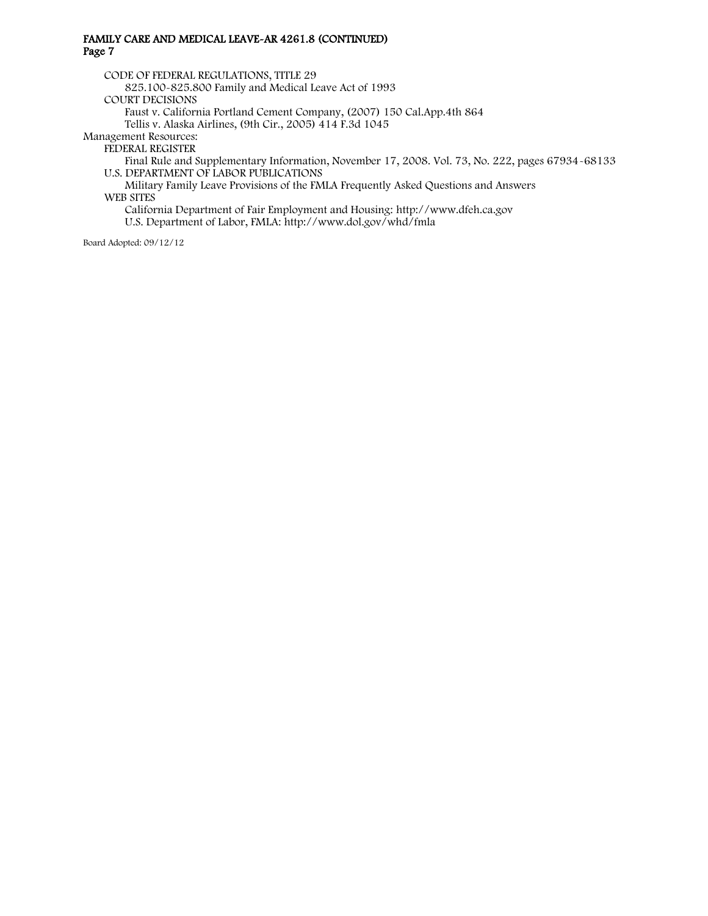CODE OF FEDERAL REGULATIONS, TITLE 29

825.100-825.800 Family and Medical Leave Act of 1993

COURT DECISIONS

Faust v. California Portland Cement Company, (2007) 150 Cal.App.4th 864

Tellis v. Alaska Airlines, (9th Cir., 2005) 414 F.3d 1045

Management Resources:

FEDERAL REGISTER

Final Rule and Supplementary Information, November 17, 2008. Vol. 73, No. 222, pages 67934-68133

U.S. DEPARTMENT OF LABOR PUBLICATIONS

Military Family Leave Provisions of the FMLA Frequently Asked Questions and Answers

WEB SITES

California Department of Fair Employment and Housing: http://www.dfeh.ca.gov

U.S. Department of Labor, FMLA: http://www.dol.gov/whd/fmla

Board Adopted: 09/12/12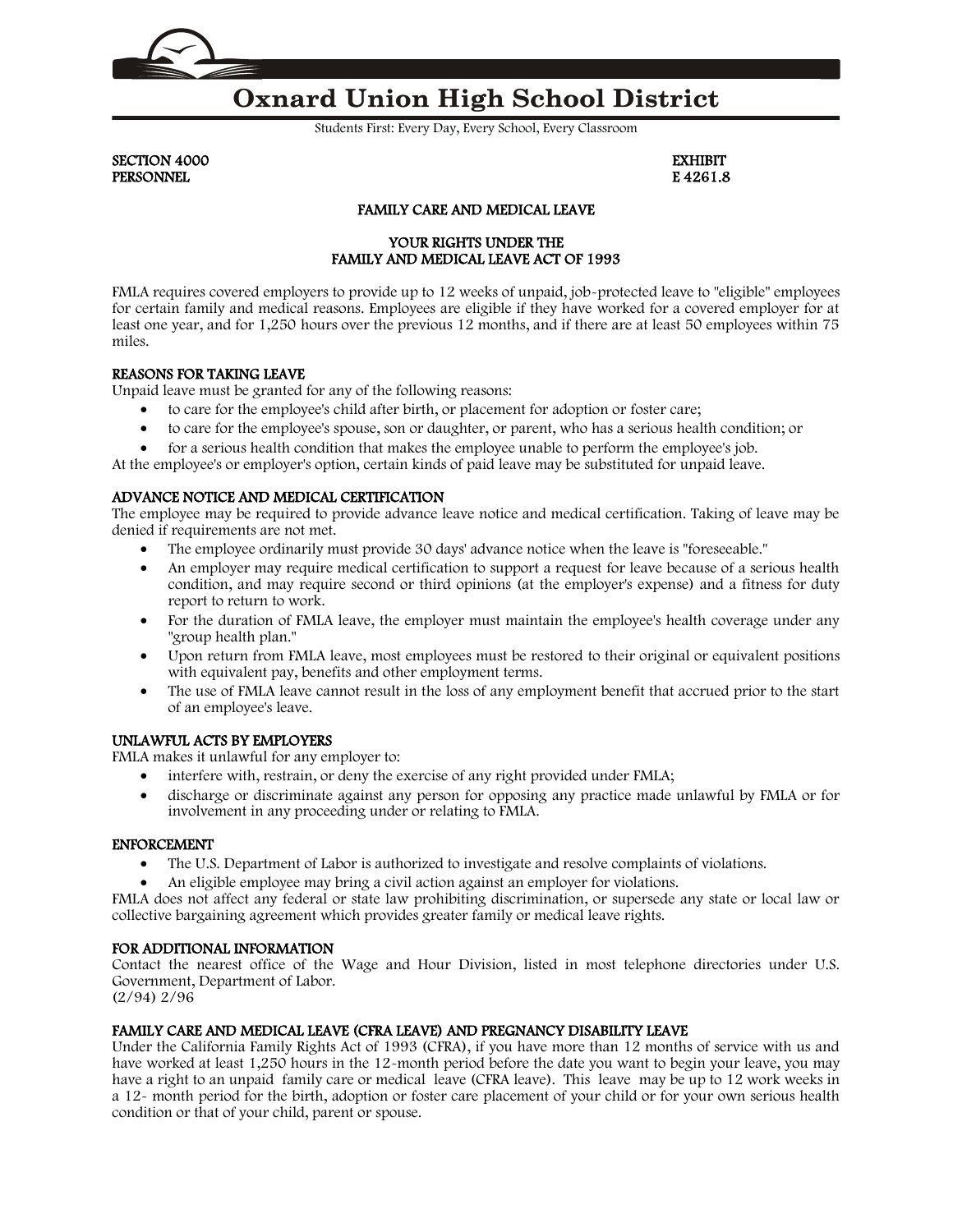# Oxnard Union High School District

Students First: Every Day, Every School, Every Classroom

SECTION 4000
PERSONNEL

EXHIBIT
E 4261.8

## FAMILY CARE AND MEDICAL LEAVE

### YOUR RIGHTS UNDER THE FAMILY AND MEDICAL LEAVE ACT OF 1993

FMLA requires covered employers to provide up to 12 weeks of unpaid, job-protected leave to "eligible" employees for certain family and medical reasons. Employees are eligible if they have worked for a covered employer for at least one year, and for 1,250 hours over the previous 12 months, and if there are at least 50 employees within 75 miles.

**REASONS FOR TAKING LEAVE**

Unpaid leave must be granted for any of the following reasons:

- to care for the employee's child after birth, or placement for adoption or foster care;
- to care for the employee's spouse, son or daughter, or parent, who has a serious health condition; or
- for a serious health condition that makes the employee unable to perform the employee's job.

At the employee's or employer's option, certain kinds of paid leave may be substituted for unpaid leave.

**ADVANCE NOTICE AND MEDICAL CERTIFICATION**

The employee may be required to provide advance leave notice and medical certification. Taking of leave may be denied if requirements are not met.

- The employee ordinarily must provide 30 days' advance notice when the leave is "foreseeable."
- An employer may require medical certification to support a request for leave because of a serious health condition, and may require second or third opinions (at the employer's expense) and a fitness for duty report to return to work.
- For the duration of FMLA leave, the employer must maintain the employee's health coverage under any "group health plan."
- Upon return from FMLA leave, most employees must be restored to their original or equivalent positions with equivalent pay, benefits and other employment terms.
- The use of FMLA leave cannot result in the loss of any employment benefit that accrued prior to the start of an employee's leave.

**UNLAWFUL ACTS BY EMPLOYERS**

FMLA makes it unlawful for any employer to:

- interfere with, restrain, or deny the exercise of any right provided under FMLA;
- discharge or discriminate against any person for opposing any practice made unlawful by FMLA or for involvement in any proceeding under or relating to FMLA.

**ENFORCEMENT**

- The U.S. Department of Labor is authorized to investigate and resolve complaints of violations.
- An eligible employee may bring a civil action against an employer for violations.

FMLA does not affect any federal or state law prohibiting discrimination, or supersede any state or local law or collective bargaining agreement which provides greater family or medical leave rights.

**FOR ADDITIONAL INFORMATION**

Contact the nearest office of the Wage and Hour Division, listed in most telephone directories under U.S. Government, Department of Labor.
(2/94) 2/96

**FAMILY CARE AND MEDICAL LEAVE (CFRA LEAVE) AND PREGNANCY DISABILITY LEAVE**

Under the California Family Rights Act of 1993 (CFRA), if you have more than 12 months of service with us and have worked at least 1,250 hours in the 12-month period before the date you want to begin your leave, you may have a right to an unpaid family care or medical leave (CFRA leave). This leave may be up to 12 work weeks in a 12- month period for the birth, adoption or foster care placement of your child or for your own serious health condition or that of your child, parent or spouse.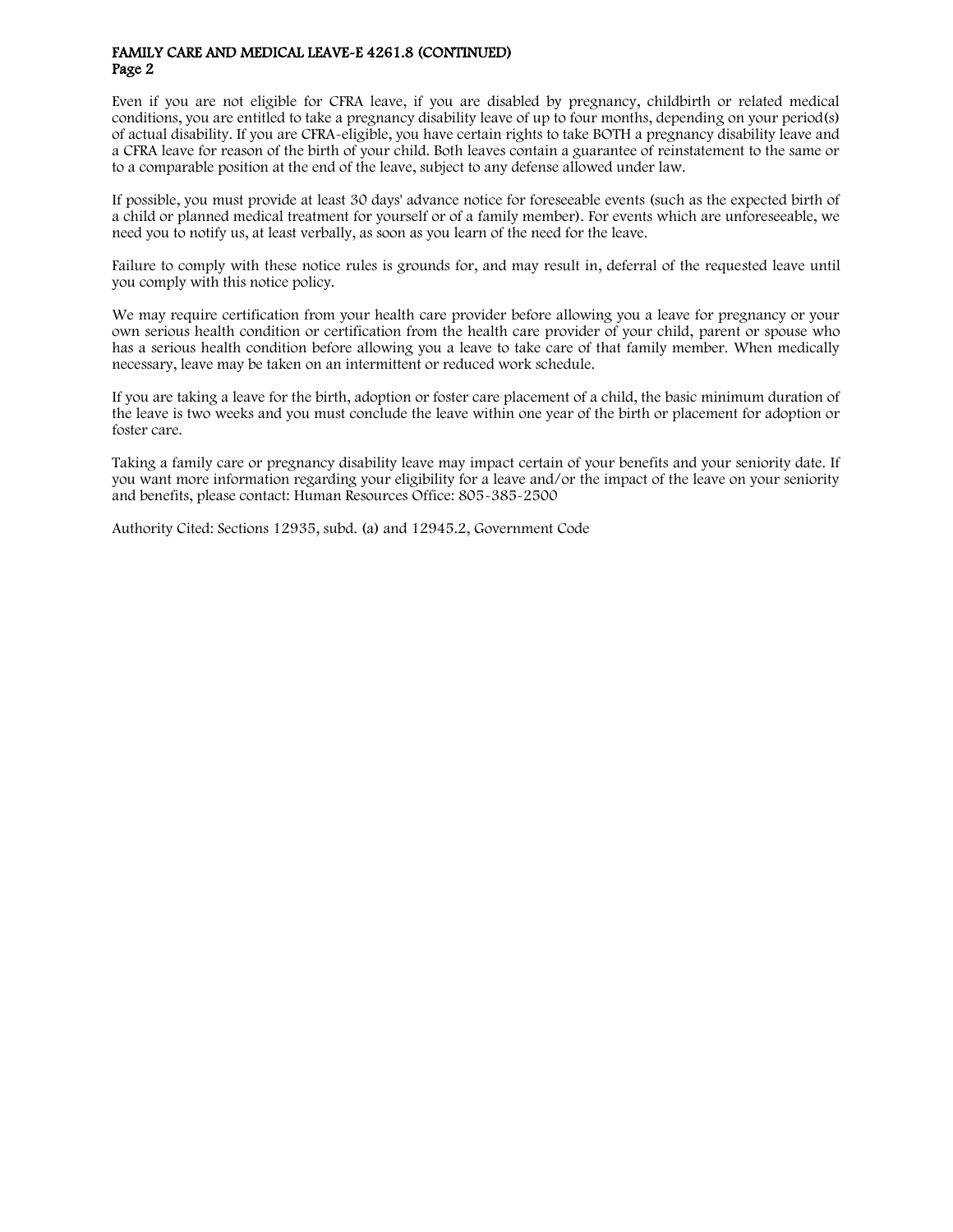Even if you are not eligible for CFRA leave, if you are disabled by pregnancy, childbirth or related medical conditions, you are entitled to take a pregnancy disability leave of up to four months, depending on your period(s) of actual disability. If you are CFRA-eligible, you have certain rights to take BOTH a pregnancy disability leave and a CFRA leave for reason of the birth of your child. Both leaves contain a guarantee of reinstatement to the same or to a comparable position at the end of the leave, subject to any defense allowed under law.

If possible, you must provide at least 30 days' advance notice for foreseeable events (such as the expected birth of a child or planned medical treatment for yourself or of a family member). For events which are unforeseeable, we need you to notify us, at least verbally, as soon as you learn of the need for the leave.

Failure to comply with these notice rules is grounds for, and may result in, deferral of the requested leave until you comply with this notice policy.

We may require certification from your health care provider before allowing you a leave for pregnancy or your own serious health condition or certification from the health care provider of your child, parent or spouse who has a serious health condition before allowing you a leave to take care of that family member. When medically necessary, leave may be taken on an intermittent or reduced work schedule.

If you are taking a leave for the birth, adoption or foster care placement of a child, the basic minimum duration of the leave is two weeks and you must conclude the leave within one year of the birth or placement for adoption or foster care.

Taking a family care or pregnancy disability leave may impact certain of your benefits and your seniority date. If you want more information regarding your eligibility for a leave and/or the impact of the leave on your seniority and benefits, please contact: Human Resources Office: 805-385-2500

Authority Cited: Sections 12935, subd. (a) and 12945.2, Government Code